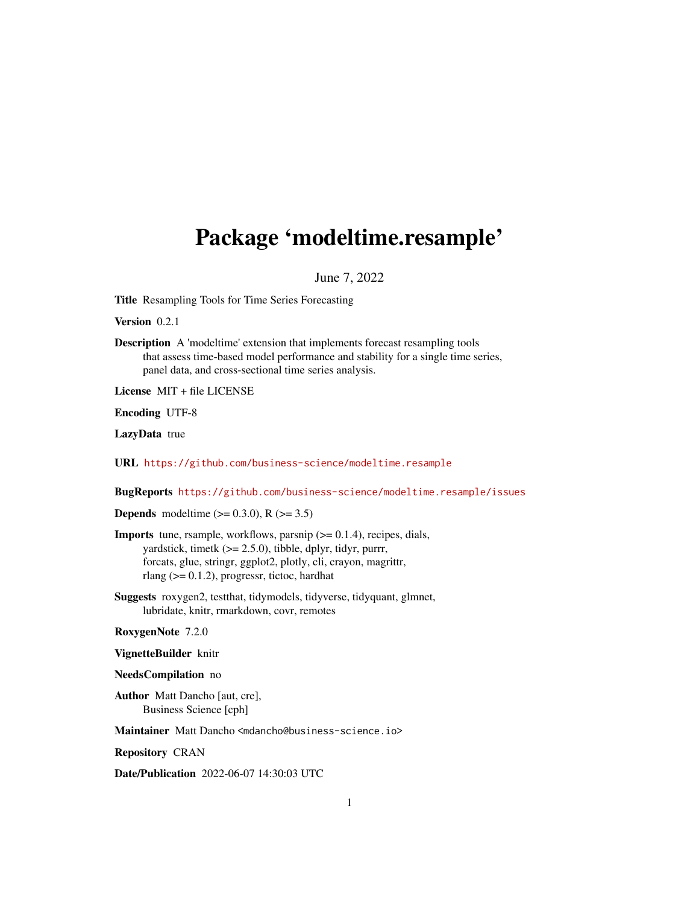# Package 'modeltime.resample'

June 7, 2022

**Title** Resampling Tools for Time Series Forecasting

**Version** 0.2.1

**Description** A 'modeltime' extension that implements forecast resampling tools that assess time-based model performance and stability for a single time series, panel data, and cross-sectional time series analysis.

**License** MIT + file LICENSE

**Encoding** UTF-8

**LazyData** true

**URL** https://github.com/business-science/modeltime.resample

**BugReports** https://github.com/business-science/modeltime.resample/issues

**Depends** modeltime (>= 0.3.0), R (>= 3.5)

**Imports** tune, rsample, workflows, parsnip (>= 0.1.4), recipes, dials, yardstick, timetk (>= 2.5.0), tibble, dplyr, tidyr, purrr, forcats, glue, stringr, ggplot2, plotly, cli, crayon, magrittr, rlang (>= 0.1.2), progressr, tictoc, hardhat

**Suggests** roxygen2, testthat, tidymodels, tidyverse, tidyquant, glmnet, lubridate, knitr, rmarkdown, covr, remotes

**RoxygenNote** 7.2.0

**VignetteBuilder** knitr

**NeedsCompilation** no

**Author** Matt Dancho [aut, cre], Business Science [cph]

**Maintainer** Matt Dancho <mdancho@business-science.io>

**Repository** CRAN

**Date/Publication** 2022-06-07 14:30:03 UTC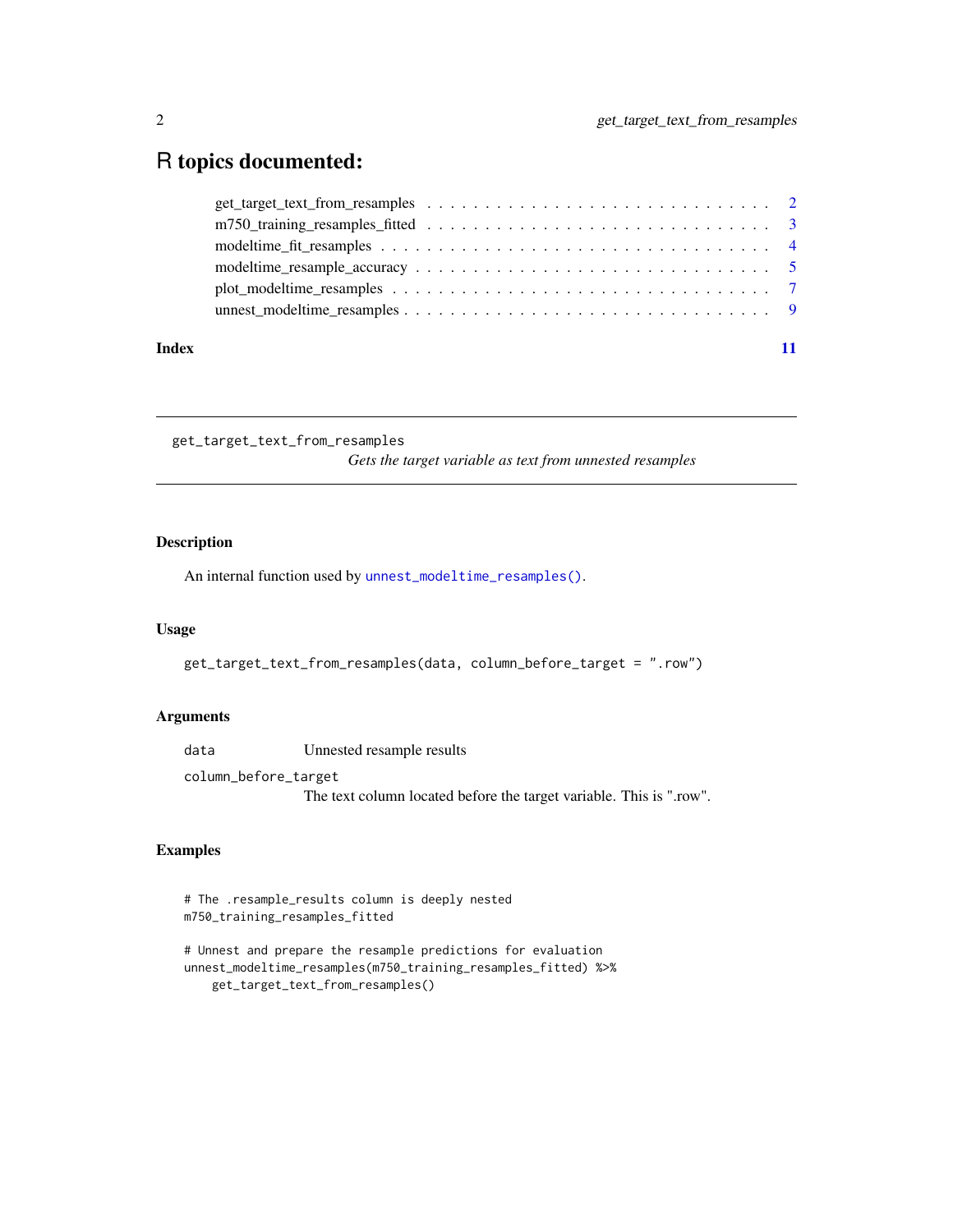# R topics documented:

- get_target_text_from_resamples . . . . . . . . . . . . . . . . . . . . . . . . . . . . 2
- m750_training_resamples_fitted . . . . . . . . . . . . . . . . . . . . . . . . . . . . 3
- modeltime_fit_resamples . . . . . . . . . . . . . . . . . . . . . . . . . . . . . . . 4
- modeltime_resample_accuracy . . . . . . . . . . . . . . . . . . . . . . . . . . . . . 5
- plot_modeltime_resamples . . . . . . . . . . . . . . . . . . . . . . . . . . . . . . 7
- unnest_modeltime_resamples . . . . . . . . . . . . . . . . . . . . . . . . . . . . . 9

**Index** **11**

---

`get_target_text_from_resamples`

*Gets the target variable as text from unnested resamples*

---

## Description

An internal function used by `unnest_modeltime_resamples()`.

## Usage

```
get_target_text_from_resamples(data, column_before_target = ".row")
```

## Arguments

| | |
|---|---|
| `data` | Unnested resample results |
| `column_before_target` | The text column located before the target variable. This is ".row". |

## Examples

```
# The .resample_results column is deeply nested
m750_training_resamples_fitted

# Unnest and prepare the resample predictions for evaluation
unnest_modeltime_resamples(m750_training_resamples_fitted) %>%
    get_target_text_from_resamples()
```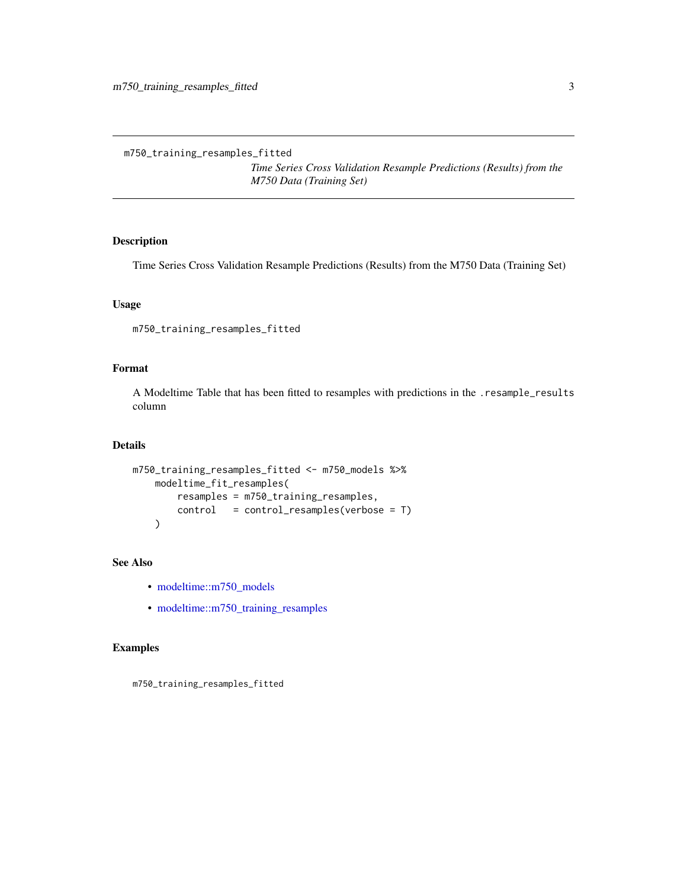# m750_training_resamples_fitted

*Time Series Cross Validation Resample Predictions (Results) from the M750 Data (Training Set)*

## Description

Time Series Cross Validation Resample Predictions (Results) from the M750 Data (Training Set)

## Usage

```
m750_training_resamples_fitted
```

## Format

A Modeltime Table that has been fitted to resamples with predictions in the `.resample_results` column

## Details

```
m750_training_resamples_fitted <- m750_models %>%
    modeltime_fit_resamples(
        resamples = m750_training_resamples,
        control   = control_resamples(verbose = T)
    )
```

## See Also

- modeltime::m750_models
- modeltime::m750_training_resamples

## Examples

```
m750_training_resamples_fitted
```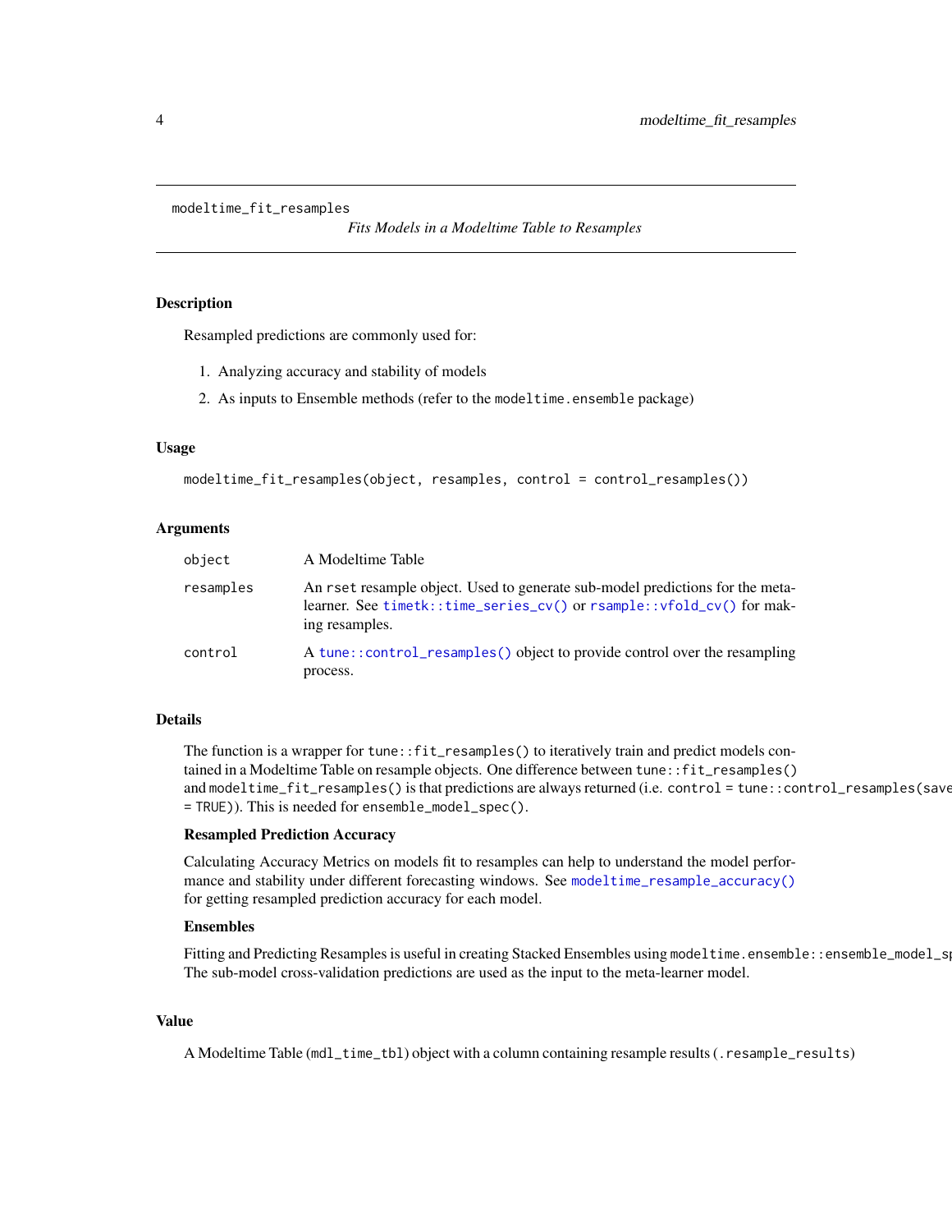## modeltime_fit_resamples

*Fits Models in a Modeltime Table to Resamples*

### Description

Resampled predictions are commonly used for:

1. Analyzing accuracy and stability of models
2. As inputs to Ensemble methods (refer to the `modeltime.ensemble` package)

### Usage

```
modeltime_fit_resamples(object, resamples, control = control_resamples())
```

### Arguments

| | |
|---|---|
| `object` | A Modeltime Table |
| `resamples` | An `rset` resample object. Used to generate sub-model predictions for the meta-learner. See `timetk::time_series_cv()` or `rsample::vfold_cv()` for making resamples. |
| `control` | A `tune::control_resamples()` object to provide control over the resampling process. |

### Details

The function is a wrapper for `tune::fit_resamples()` to iteratively train and predict models contained in a Modeltime Table on resample objects. One difference between `tune::fit_resamples()` and `modeltime_fit_resamples()` is that predictions are always returned (i.e. `control = tune::control_resamples(save = TRUE)`). This is needed for `ensemble_model_spec()`.

**Resampled Prediction Accuracy**

Calculating Accuracy Metrics on models fit to resamples can help to understand the model performance and stability under different forecasting windows. See `modeltime_resample_accuracy()` for getting resampled prediction accuracy for each model.

**Ensembles**

Fitting and Predicting Resamples is useful in creating Stacked Ensembles using `modeltime.ensemble::ensemble_model_sp`
The sub-model cross-validation predictions are used as the input to the meta-learner model.

### Value

A Modeltime Table (`mdl_time_tbl`) object with a column containing resample results (`.resample_results`)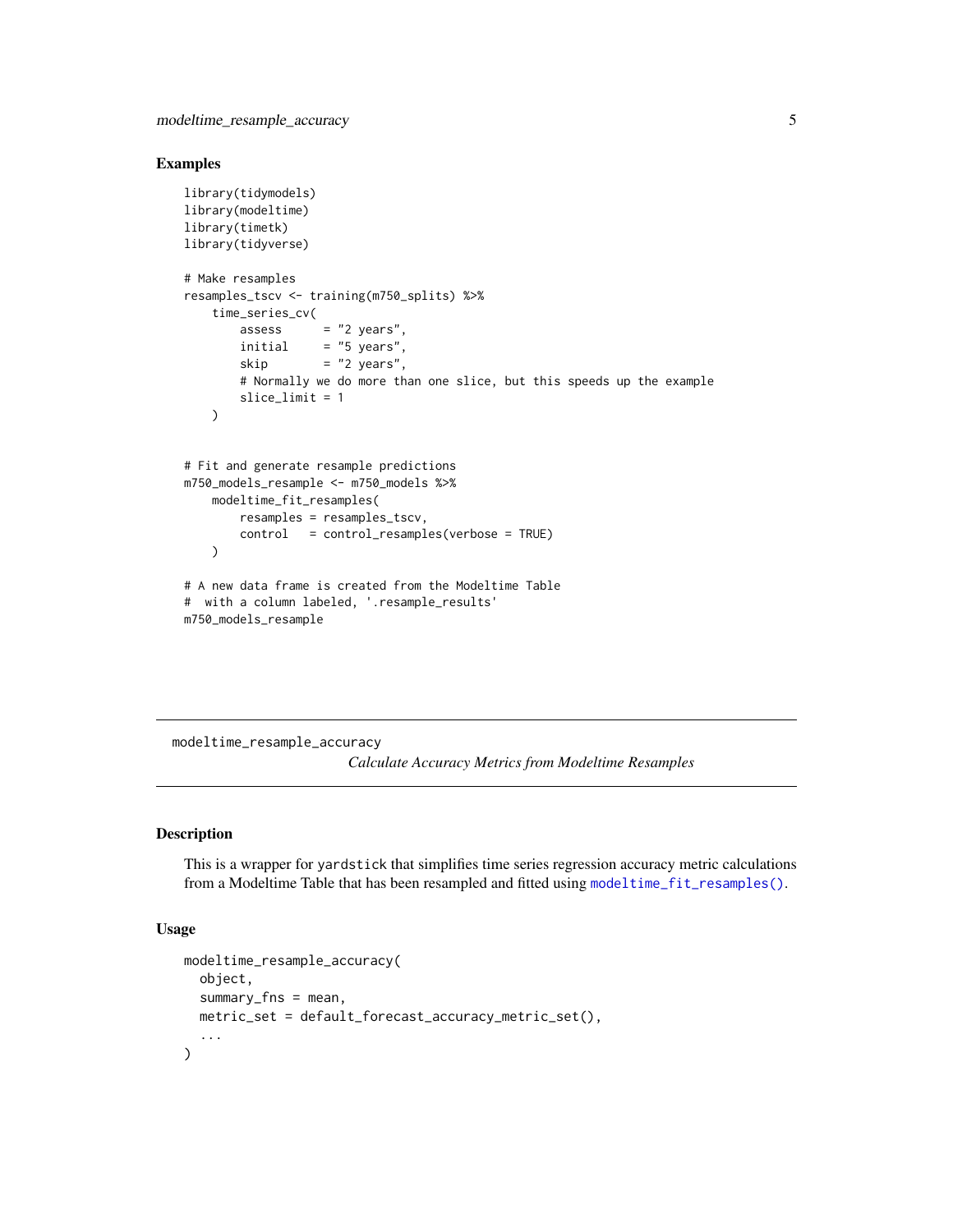## Examples

```
library(tidymodels)
library(modeltime)
library(timetk)
library(tidyverse)

# Make resamples
resamples_tscv <- training(m750_splits) %>%
    time_series_cv(
        assess      = "2 years",
        initial     = "5 years",
        skip        = "2 years",
        # Normally we do more than one slice, but this speeds up the example
        slice_limit = 1
    )


# Fit and generate resample predictions
m750_models_resample <- m750_models %>%
    modeltime_fit_resamples(
        resamples = resamples_tscv,
        control   = control_resamples(verbose = TRUE)
    )

# A new data frame is created from the Modeltime Table
#  with a column labeled, '.resample_results'
m750_models_resample
```

---

# modeltime_resample_accuracy

*Calculate Accuracy Metrics from Modeltime Resamples*

---

## Description

This is a wrapper for yardstick that simplifies time series regression accuracy metric calculations from a Modeltime Table that has been resampled and fitted using modeltime_fit_resamples().

## Usage

```
modeltime_resample_accuracy(
  object,
  summary_fns = mean,
  metric_set = default_forecast_accuracy_metric_set(),
  ...
)
```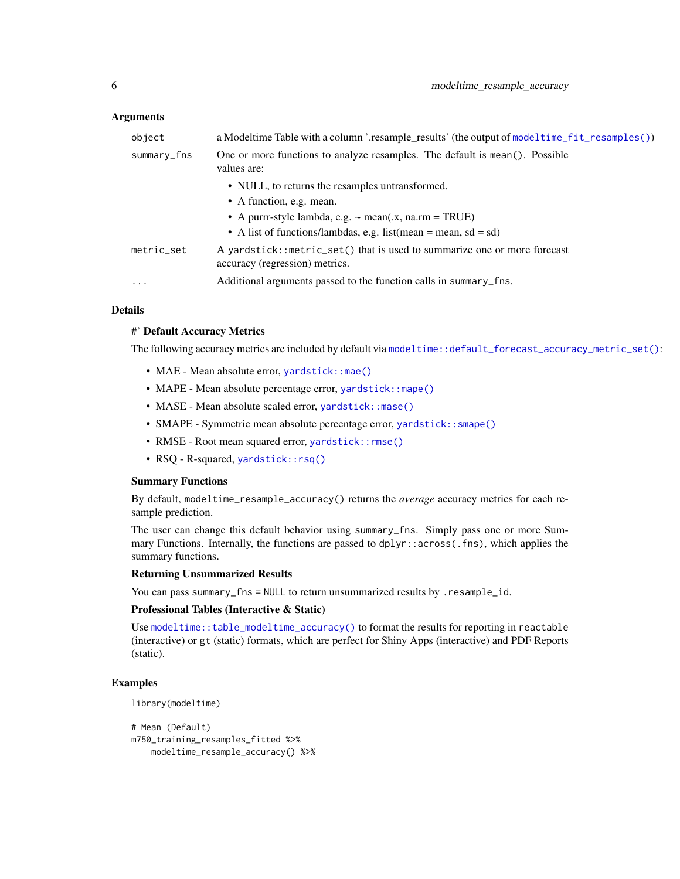## Arguments

| | |
|---|---|
| `object` | a Modeltime Table with a column '.resample_results' (the output of `modeltime_fit_resamples()`) |
| `summary_fns` | One or more functions to analyze resamples. The default is `mean()`. Possible values are: <br>• NULL, to returns the resamples untransformed.<br>• A function, e.g. mean.<br>• A purrr-style lambda, e.g. ~ mean(.x, na.rm = TRUE)<br>• A list of functions/lambdas, e.g. list(mean = mean, sd = sd) |
| `metric_set` | A `yardstick::metric_set()` that is used to summarize one or more forecast accuracy (regression) metrics. |
| `...` | Additional arguments passed to the function calls in `summary_fns`. |

## Details

#' **Default Accuracy Metrics**

The following accuracy metrics are included by default via `modeltime::default_forecast_accuracy_metric_set()`:

- MAE - Mean absolute error, `yardstick::mae()`
- MAPE - Mean absolute percentage error, `yardstick::mape()`
- MASE - Mean absolute scaled error, `yardstick::mase()`
- SMAPE - Symmetric mean absolute percentage error, `yardstick::smape()`
- RMSE - Root mean squared error, `yardstick::rmse()`
- RSQ - R-squared, `yardstick::rsq()`

**Summary Functions**

By default, `modeltime_resample_accuracy()` returns the *average* accuracy metrics for each resample prediction.

The user can change this default behavior using `summary_fns`. Simply pass one or more Summary Functions. Internally, the functions are passed to `dplyr::across(.fns)`, which applies the summary functions.

**Returning Unsummarized Results**

You can pass `summary_fns = NULL` to return unsummarized results by `.resample_id`.

**Professional Tables (Interactive & Static)**

Use `modeltime::table_modeltime_accuracy()` to format the results for reporting in `reactable` (interactive) or `gt` (static) formats, which are perfect for Shiny Apps (interactive) and PDF Reports (static).

## Examples

```
library(modeltime)

# Mean (Default)
m750_training_resamples_fitted %>%
    modeltime_resample_accuracy() %>%
```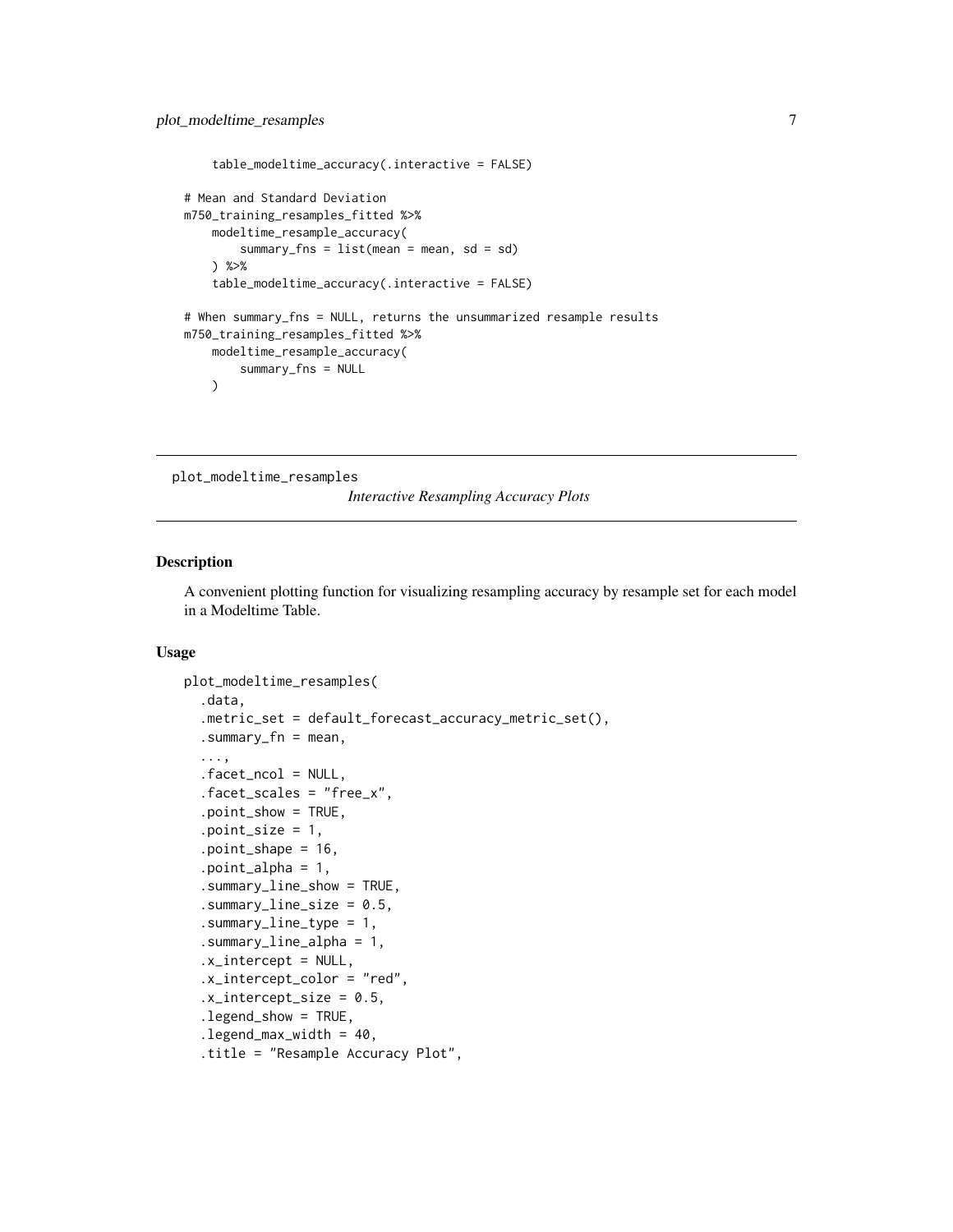```
    table_modeltime_accuracy(.interactive = FALSE)

# Mean and Standard Deviation
m750_training_resamples_fitted %>%
    modeltime_resample_accuracy(
        summary_fns = list(mean = mean, sd = sd)
    ) %>%
    table_modeltime_accuracy(.interactive = FALSE)

# When summary_fns = NULL, returns the unsummarized resample results
m750_training_resamples_fitted %>%
    modeltime_resample_accuracy(
        summary_fns = NULL
    )
```

---

## plot_modeltime_resamples

*Interactive Resampling Accuracy Plots*

---

### Description

A convenient plotting function for visualizing resampling accuracy by resample set for each model in a Modeltime Table.

### Usage

```
plot_modeltime_resamples(
  .data,
  .metric_set = default_forecast_accuracy_metric_set(),
  .summary_fn = mean,
  ...,
  .facet_ncol = NULL,
  .facet_scales = "free_x",
  .point_show = TRUE,
  .point_size = 1,
  .point_shape = 16,
  .point_alpha = 1,
  .summary_line_show = TRUE,
  .summary_line_size = 0.5,
  .summary_line_type = 1,
  .summary_line_alpha = 1,
  .x_intercept = NULL,
  .x_intercept_color = "red",
  .x_intercept_size = 0.5,
  .legend_show = TRUE,
  .legend_max_width = 40,
  .title = "Resample Accuracy Plot",
```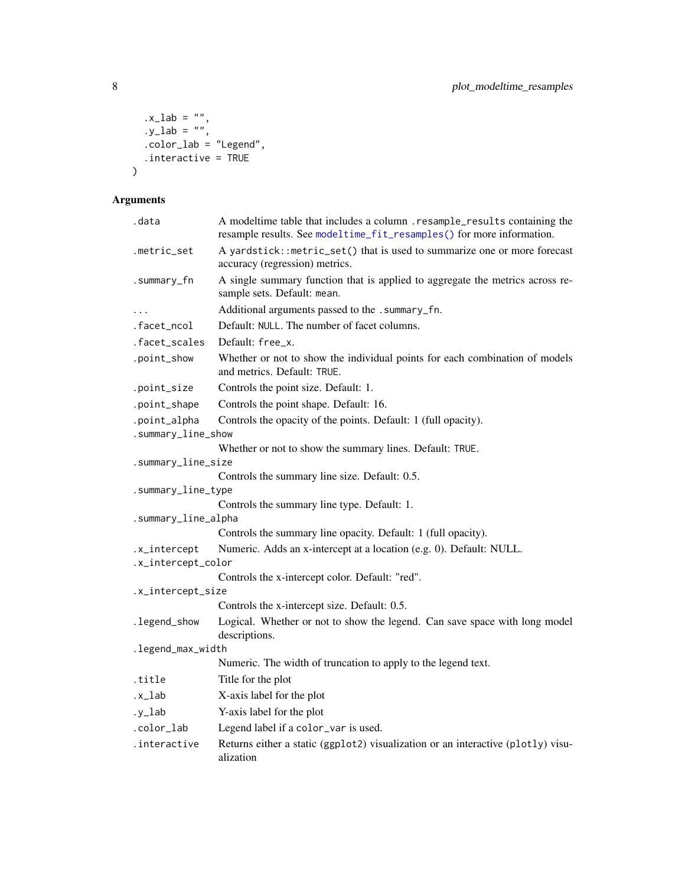```
  .x_lab = "",
  .y_lab = "",
  .color_lab = "Legend",
  .interactive = TRUE
)
```

## Arguments

| Argument | Description |
| --- | --- |
| `.data` | A modeltime table that includes a column `.resample_results` containing the resample results. See `modeltime_fit_resamples()` for more information. |
| `.metric_set` | A `yardstick::metric_set()` that is used to summarize one or more forecast accuracy (regression) metrics. |
| `.summary_fn` | A single summary function that is applied to aggregate the metrics across resample sets. Default: `mean`. |
| `...` | Additional arguments passed to the `.summary_fn`. |
| `.facet_ncol` | Default: `NULL`. The number of facet columns. |
| `.facet_scales` | Default: `free_x`. |
| `.point_show` | Whether or not to show the individual points for each combination of models and metrics. Default: `TRUE`. |
| `.point_size` | Controls the point size. Default: 1. |
| `.point_shape` | Controls the point shape. Default: 16. |
| `.point_alpha` | Controls the opacity of the points. Default: 1 (full opacity). |
| `.summary_line_show` | Whether or not to show the summary lines. Default: `TRUE`. |
| `.summary_line_size` | Controls the summary line size. Default: 0.5. |
| `.summary_line_type` | Controls the summary line type. Default: 1. |
| `.summary_line_alpha` | Controls the summary line opacity. Default: 1 (full opacity). |
| `.x_intercept` | Numeric. Adds an x-intercept at a location (e.g. 0). Default: NULL. |
| `.x_intercept_color` | Controls the x-intercept color. Default: "red". |
| `.x_intercept_size` | Controls the x-intercept size. Default: 0.5. |
| `.legend_show` | Logical. Whether or not to show the legend. Can save space with long model descriptions. |
| `.legend_max_width` | Numeric. The width of truncation to apply to the legend text. |
| `.title` | Title for the plot |
| `.x_lab` | X-axis label for the plot |
| `.y_lab` | Y-axis label for the plot |
| `.color_lab` | Legend label if a `color_var` is used. |
| `.interactive` | Returns either a static (`ggplot2`) visualization or an interactive (`plotly`) visualization |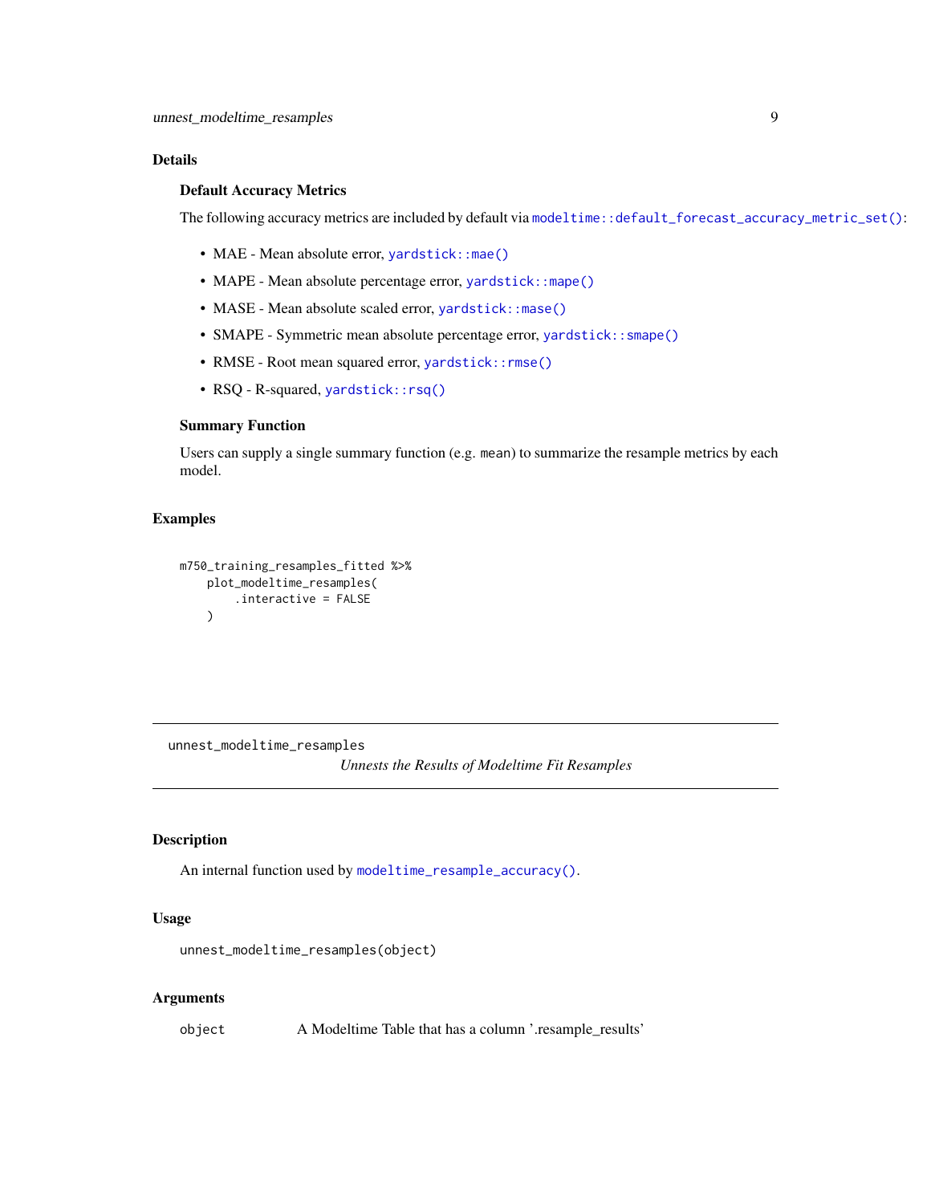## Details

### Default Accuracy Metrics

The following accuracy metrics are included by default via `modeltime::default_forecast_accuracy_metric_set()`:

- MAE - Mean absolute error, `yardstick::mae()`
- MAPE - Mean absolute percentage error, `yardstick::mape()`
- MASE - Mean absolute scaled error, `yardstick::mase()`
- SMAPE - Symmetric mean absolute percentage error, `yardstick::smape()`
- RMSE - Root mean squared error, `yardstick::rmse()`
- RSQ - R-squared, `yardstick::rsq()`

### Summary Function

Users can supply a single summary function (e.g. `mean`) to summarize the resample metrics by each model.

## Examples

```
m750_training_resamples_fitted %>%
    plot_modeltime_resamples(
        .interactive = FALSE
    )
```

---

# unnest_modeltime_resamples

*Unnests the Results of Modeltime Fit Resamples*

## Description

An internal function used by `modeltime_resample_accuracy()`.

## Usage

```
unnest_modeltime_resamples(object)
```

## Arguments

| | |
|---|---|
| `object` | A Modeltime Table that has a column '.resample_results' |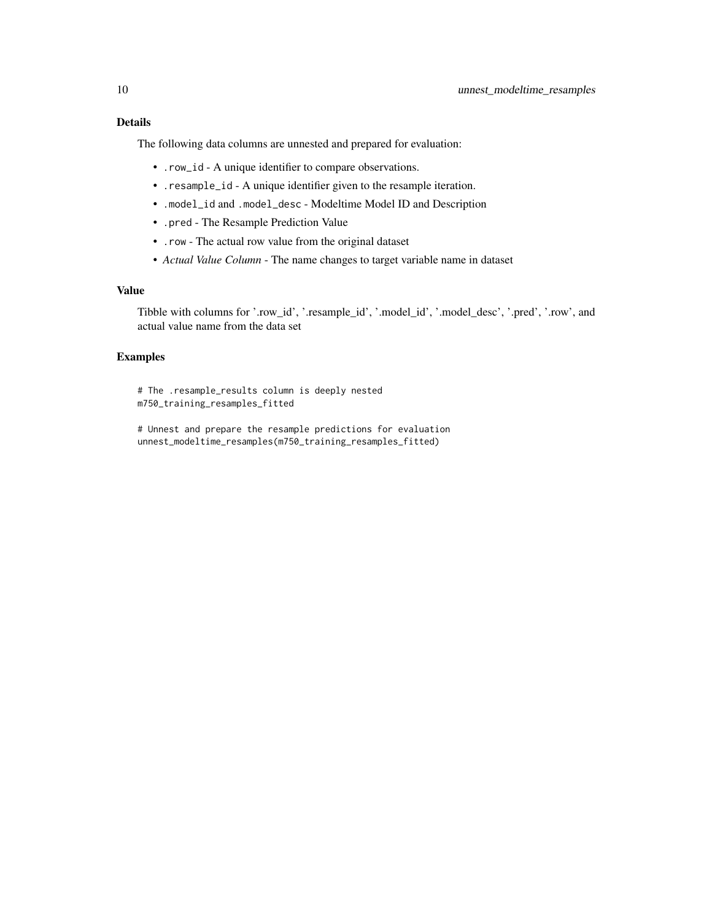### Details

The following data columns are unnested and prepared for evaluation:

- `.row_id` - A unique identifier to compare observations.
- `.resample_id` - A unique identifier given to the resample iteration.
- `.model_id` and `.model_desc` - Modeltime Model ID and Description
- `.pred` - The Resample Prediction Value
- `.row` - The actual row value from the original dataset
- *Actual Value Column* - The name changes to target variable name in dataset

### Value

Tibble with columns for '.row_id', '.resample_id', '.model_id', '.model_desc', '.pred', '.row', and actual value name from the data set

### Examples

```
# The .resample_results column is deeply nested
m750_training_resamples_fitted

# Unnest and prepare the resample predictions for evaluation
unnest_modeltime_resamples(m750_training_resamples_fitted)
```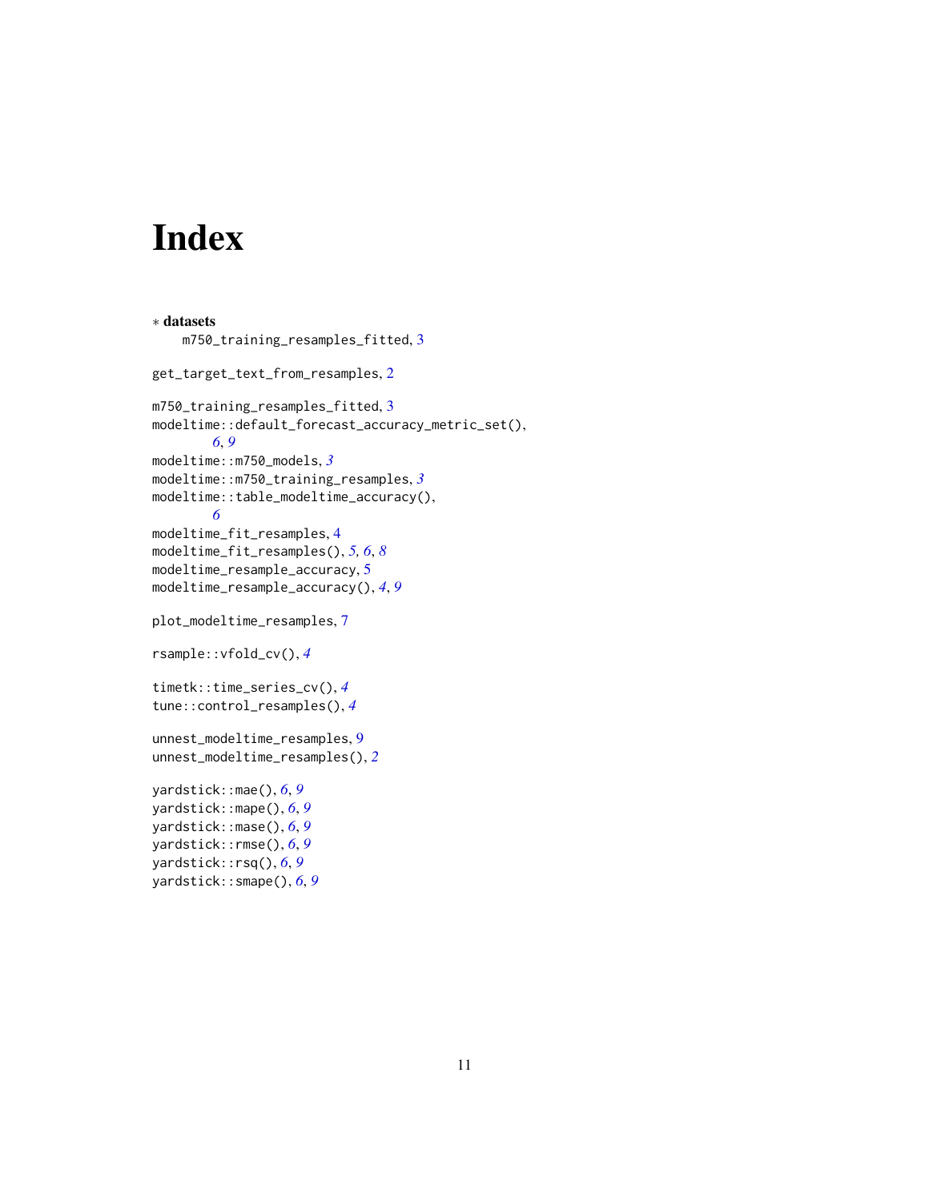# Index

∗ **datasets**
    m750_training_resamples_fitted, 3

get_target_text_from_resamples, 2

m750_training_resamples_fitted, 3
modeltime::default_forecast_accuracy_metric_set(), *6*, *9*
modeltime::m750_models, *3*
modeltime::m750_training_resamples, *3*
modeltime::table_modeltime_accuracy(), *6*
modeltime_fit_resamples, 4
modeltime_fit_resamples(), *5*, *6*, *8*
modeltime_resample_accuracy, 5
modeltime_resample_accuracy(), *4*, *9*

plot_modeltime_resamples, 7

rsample::vfold_cv(), *4*

timetk::time_series_cv(), *4*
tune::control_resamples(), *4*

unnest_modeltime_resamples, 9
unnest_modeltime_resamples(), *2*

yardstick::mae(), *6*, *9*
yardstick::mape(), *6*, *9*
yardstick::mase(), *6*, *9*
yardstick::rmse(), *6*, *9*
yardstick::rsq(), *6*, *9*
yardstick::smape(), *6*, *9*